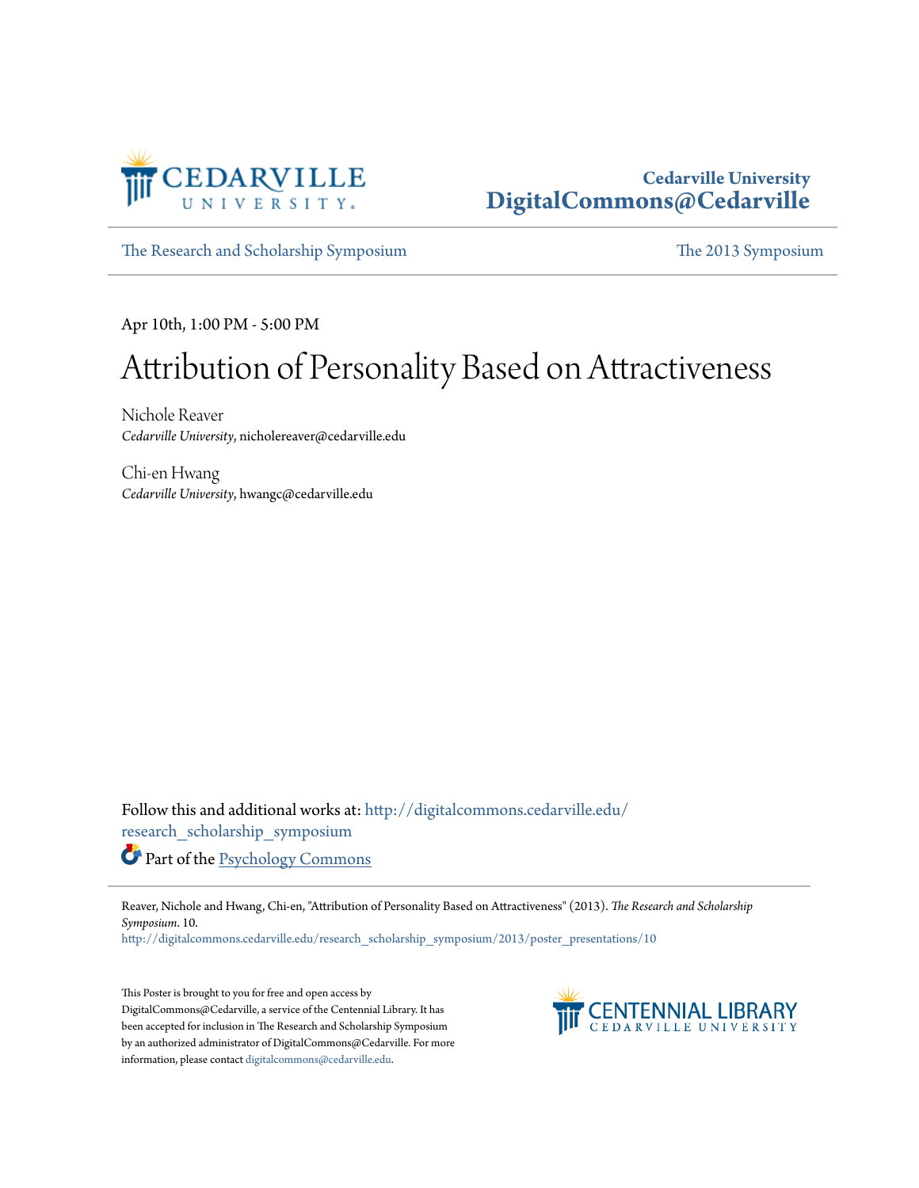Cedarville University
**DigitalCommons@Cedarville**

The Research and Scholarship Symposium | The 2013 Symposium

Apr 10th, 1:00 PM - 5:00 PM

# Attribution of Personality Based on Attractiveness

Nichole Reaver
*Cedarville University*, nicholereaver@cedarville.edu

Chi-en Hwang
*Cedarville University*, hwangc@cedarville.edu

Follow this and additional works at: http://digitalcommons.cedarville.edu/research_scholarship_symposium

Part of the Psychology Commons

Reaver, Nichole and Hwang, Chi-en, "Attribution of Personality Based on Attractiveness" (2013). *The Research and Scholarship Symposium*. 10.
http://digitalcommons.cedarville.edu/research_scholarship_symposium/2013/poster_presentations/10

This Poster is brought to you for free and open access by DigitalCommons@Cedarville, a service of the Centennial Library. It has been accepted for inclusion in The Research and Scholarship Symposium by an authorized administrator of DigitalCommons@Cedarville. For more information, please contact digitalcommons@cedarville.edu.

CENTENNIAL LIBRARY
CEDARVILLE UNIVERSITY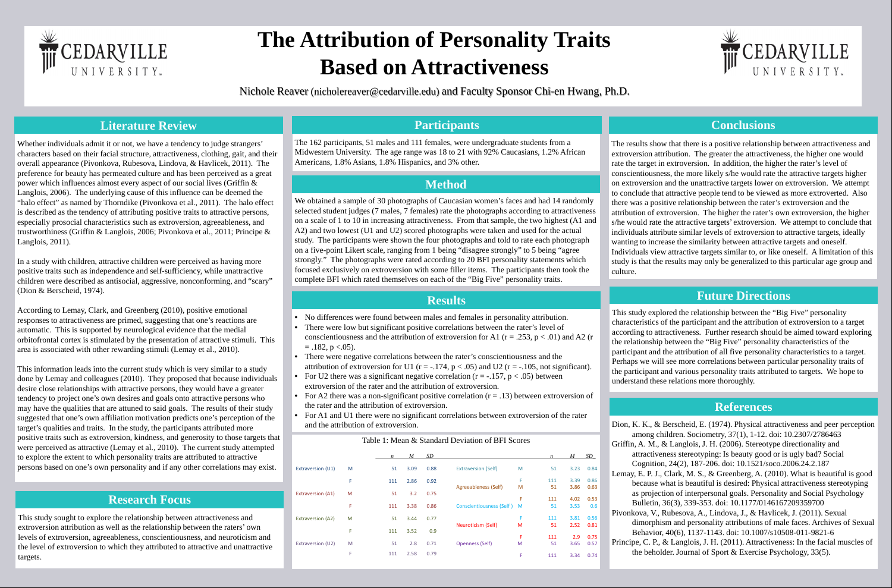# The Attribution of Personality Traits Based on Attractiveness

Nichole Reaver (nicholereaver@cedarville.edu) and Faculty Sponsor Chi-en Hwang, Ph.D.

## Literature Review

Whether individuals admit it or not, we have a tendency to judge strangers' characters based on their facial structure, attractiveness, clothing, gait, and their overall appearance (Pivonkova, Rubesova, Lindova, & Havlicek, 2011). The preference for beauty has permeated culture and has been perceived as a great power which influences almost every aspect of our social lives (Griffin & Langlois, 2006). The underlying cause of this influence can be deemed the "halo effect" as named by Thorndike (Pivonkova et al., 2011). The halo effect is described as the tendency of attributing positive traits to attractive persons, especially prosocial characteristics such as extroversion, agreeableness, and trustworthiness (Griffin & Langlois, 2006; Pivonkova et al., 2011; Principe & Langlois, 2011).

In a study with children, attractive children were perceived as having more positive traits such as independence and self-sufficiency, while unattractive children were described as antisocial, aggressive, nonconforming, and "scary" (Dion & Berscheid, 1974).

According to Lemay, Clark, and Greenberg (2010), positive emotional responses to attractiveness are primed, suggesting that one's reactions are automatic. This is supported by neurological evidence that the medial orbitofrontal cortex is stimulated by the presentation of attractive stimuli. This area is associated with other rewarding stimuli (Lemay et al., 2010).

This information leads into the current study which is very similar to a study done by Lemay and colleagues (2010). They proposed that because individuals desire close relationships with attractive persons, they would have a greater tendency to project one's own desires and goals onto attractive persons who may have the qualities that are attuned to said goals. The results of their study suggested that one's own affiliation motivation predicts one's perception of the target's qualities and traits. In the study, the participants attributed more positive traits such as extroversion, kindness, and generosity to those targets that were perceived as attractive (Lemay et al., 2010). The current study attempted to explore the extent to which personality traits are attributed to attractive persons based on one's own personality and if any other correlations may exist.

## Research Focus

This study sought to explore the relationship between attractiveness and extroversion attribution as well as the relationship between the raters' own levels of extroversion, agreeableness, conscientiousness, and neuroticism and the level of extroversion to which they attributed to attractive and unattractive targets.

## Participants

The 162 participants, 51 males and 111 females, were undergraduate students from a Midwestern University. The age range was 18 to 21 with 92% Caucasians, 1.2% African Americans, 1.8% Asians, 1.8% Hispanics, and 3% other.

## Method

We obtained a sample of 30 photographs of Caucasian women's faces and had 14 randomly selected student judges (7 males, 7 females) rate the photographs according to attractiveness on a scale of 1 to 10 in increasing attractiveness. From that sample, the two highest (A1 and A2) and two lowest (U1 and U2) scored photographs were taken and used for the actual study. The participants were shown the four photographs and told to rate each photograph on a five-point Likert scale, ranging from 1 being "disagree strongly" to 5 being "agree strongly." The photographs were rated according to 20 BFI personality statements which focused exclusively on extroversion with some filler items. The participants then took the complete BFI which rated themselves on each of the "Big Five" personality traits.

## Results

- No differences were found between males and females in personality attribution.
- There were low but significant positive correlations between the rater's level of conscientiousness and the attribution of extroversion for A1 ($r = .253$, $p < .01$) and A2 ($r = .182$, $p < .05$).
- There were negative correlations between the rater's conscientiousness and the attribution of extroversion for U1 ($r = -.174$, $p < .05$) and U2 ($r = -.105$, not significant).
- For U2 there was a significant negative correlation ($r = -.157$, $p < .05$) between extroversion of the rater and the attribution of extroversion.
- For A2 there was a non-significant positive correlation ($r = .13$) between extroversion of the rater and the attribution of extroversion.
- For A1 and U1 there were no significant correlations between extroversion of the rater and the attribution of extroversion.

Table 1: Mean & Standard Deviation of BFI Scores

| | | *n* | *M* | *SD* |
|---|---|---|---|---|
| Extraversion (U1) | M | 51 | 3.09 | 0.88 |
| | F | 111 | 2.86 | 0.92 |
| Extraversion (A1) | M | 51 | 3.2 | 0.75 |
| | F | 111 | 3.38 | 0.86 |
| Extraversion (A2) | M | 51 | 3.44 | 0.77 |
| | F | 111 | 3.52 | 0.9 |
| Extraversion (U2) | M | 51 | 2.8 | 0.71 |
| | F | 111 | 2.58 | 0.79 |
| Extraversion (Self) | M | 51 | 3.23 | 0.84 |
| | F | 111 | 3.39 | 0.86 |
| Agreeableness (Self) | M | 51 | 3.86 | 0.63 |
| | F | 111 | 4.02 | 0.53 |
| Conscientiousness (Self) | M | 51 | 3.53 | 0.6 |
| | F | 111 | 3.81 | 0.56 |
| Neuroticism (Self) | M | 51 | 2.52 | 0.81 |
| | F | 111 | 2.9 | 0.75 |
| Openness (Self) | M | 51 | 3.65 | 0.57 |
| | F | 111 | 3.34 | 0.74 |

## Conclusions

The results show that there is a positive relationship between attractiveness and extroversion attribution. The greater the attractiveness, the higher one would rate the target in extroversion. In addition, the higher the rater's level of conscientiousness, the more likely s/he would rate the attractive targets higher on extroversion and the unattractive targets lower on extroversion. We attempt to conclude that attractive people tend to be viewed as more extroverted. Also there was a positive relationship between the rater's extroversion and the attribution of extroversion. The higher the rater's own extroversion, the higher s/he would rate the attractive targets' extroversion. We attempt to conclude that individuals attribute similar levels of extroversion to attractive targets, ideally wanting to increase the similarity between attractive targets and oneself. Individuals view attractive targets similar to, or like oneself. A limitation of this study is that the results may only be generalized to this particular age group and culture.

## Future Directions

This study explored the relationship between the "Big Five" personality characteristics of the participant and the attribution of extroversion to a target according to attractiveness. Further research should be aimed toward exploring the relationship between the "Big Five" personality characteristics of the participant and the attribution of all five personality characteristics to a target. Perhaps we will see more correlations between particular personality traits of the participant and various personality traits attributed to targets. We hope to understand these relations more thoroughly.

## References

Dion, K. K., & Berscheid, E. (1974). Physical attractiveness and peer perception among children. Sociometry, 37(1), 1-12. doi: 10.2307/2786463

Griffin, A. M., & Langlois, J. H. (2006). Stereotype directionality and attractiveness stereotyping: Is beauty good or is ugly bad? Social Cognition, 24(2), 187-206. doi: 10.1521/soco.2006.24.2.187

Lemay, E. P. J., Clark, M. S., & Greenberg, A. (2010). What is beautiful is good because what is beautiful is desired: Physical attractiveness stereotyping as projection of interpersonal goals. Personality and Social Psychology Bulletin, 36(3), 339-353. doi: 10.1177/0146167209359700

Pivonkova, V., Rubesova, A., Lindova, J., & Havlicek, J. (2011). Sexual dimorphism and personality attributions of male faces. Archives of Sexual Behavior, 40(6), 1137-1143. doi: 10.1007/s10508-011-9821-6

Principe, C. P., & Langlois, J. H. (2011). Attractiveness: In the facial muscles of the beholder. Journal of Sport & Exercise Psychology, 33(5).